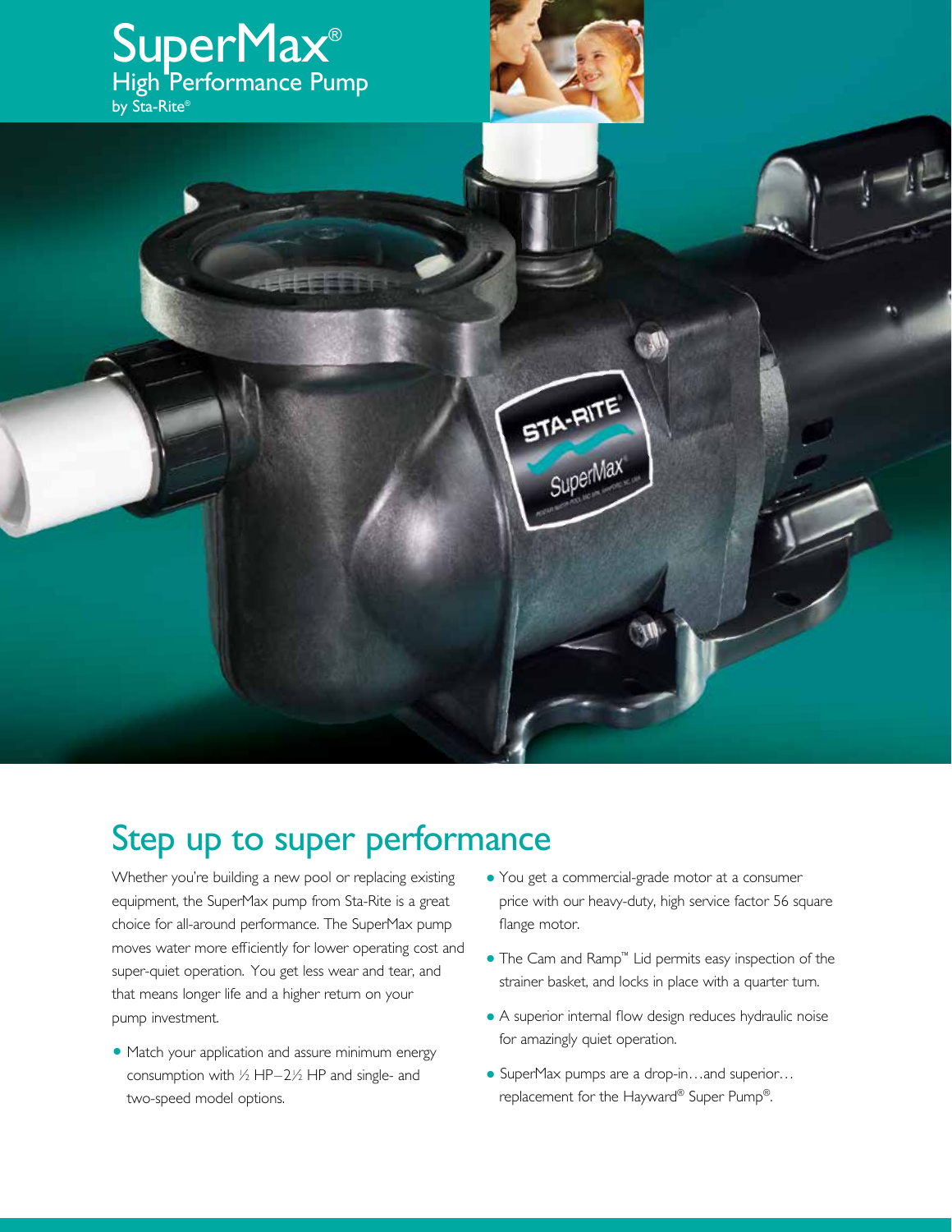# SuperMax®

## High Performance Pump

by Sta-Rite®

## Step up to super performance

Whether you're building a new pool or replacing existing equipment, the SuperMax pump from Sta-Rite is a great choice for all-around performance. The SuperMax pump moves water more efficiently for lower operating cost and super-quiet operation. You get less wear and tear, and that means longer life and a higher return on your pump investment.

- Match your application and assure minimum energy consumption with ½ HP–2½ HP and single- and two-speed model options.
- You get a commercial-grade motor at a consumer price with our heavy-duty, high service factor 56 square flange motor.
- The Cam and Ramp™ Lid permits easy inspection of the strainer basket, and locks in place with a quarter turn.
- A superior internal flow design reduces hydraulic noise for amazingly quiet operation.
- SuperMax pumps are a drop-in…and superior… replacement for the Hayward® Super Pump®.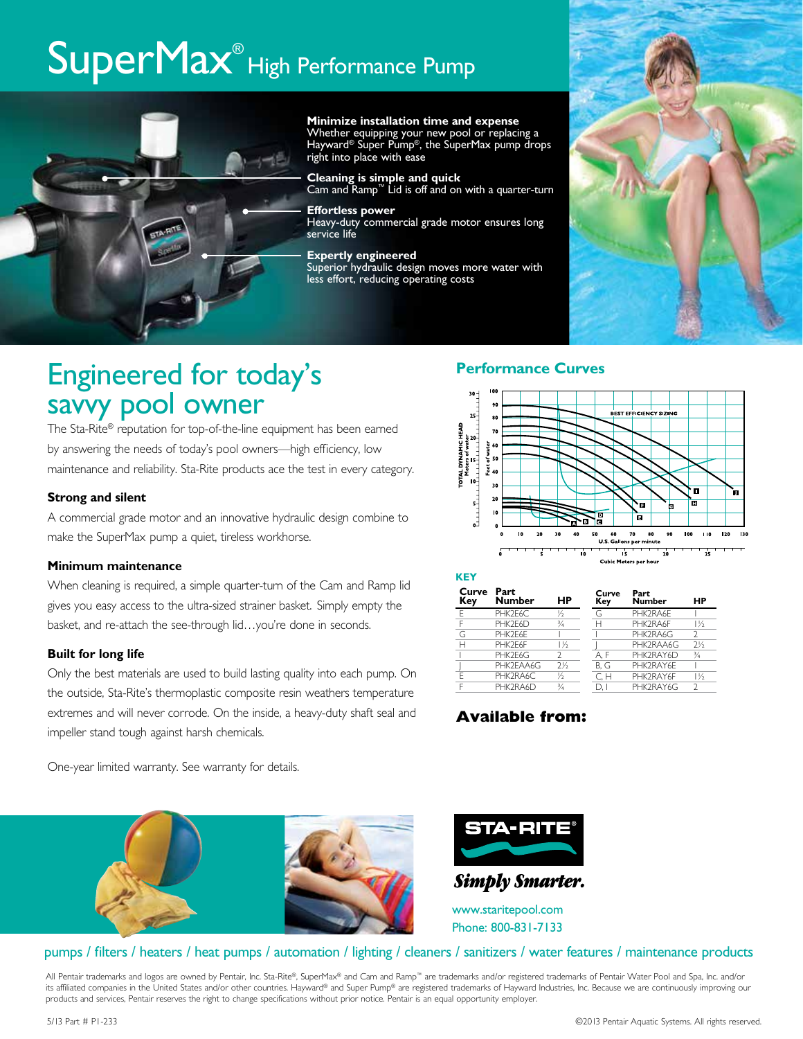# SuperMax® High Performance Pump

**Minimize installation time and expense**
Whether equipping your new pool or replacing a Hayward® Super Pump®, the SuperMax pump drops right into place with ease

**Cleaning is simple and quick**
Cam and Ramp™ Lid is off and on with a quarter-turn

**Effortless power**
Heavy-duty commercial grade motor ensures long service life

**Expertly engineered**
Superior hydraulic design moves more water with less effort, reducing operating costs

## Engineered for today's savvy pool owner

The Sta-Rite® reputation for top-of-the-line equipment has been earned by answering the needs of today's pool owners—high efficiency, low maintenance and reliability. Sta-Rite products ace the test in every category.

### Strong and silent

A commercial grade motor and an innovative hydraulic design combine to make the SuperMax pump a quiet, tireless workhorse.

### Minimum maintenance

When cleaning is required, a simple quarter-turn of the Cam and Ramp lid gives you easy access to the ultra-sized strainer basket. Simply empty the basket, and re-attach the see-through lid…you're done in seconds.

### Built for long life

Only the best materials are used to build lasting quality into each pump. On the outside, Sta-Rite's thermoplastic composite resin weathers temperature extremes and will never corrode. On the inside, a heavy-duty shaft seal and impeller stand tough against harsh chemicals.

One-year limited warranty. See warranty for details.

## Performance Curves

TOTAL DYNAMIC HEAD
Meters of water
Feet of water
BEST EFFICIENCY SIZING
U.S. Gallons per minute
Cubic Meters per hour

### KEY

| Curve Key | Part Number | HP | Curve Key | Part Number | HP |
|---|---|---|---|---|---|
| E | PHK2E6C | ½ | G | PHK2RA6E | 1 |
| F | PHK2E6D | ¾ | H | PHK2RA6F | 1½ |
| G | PHK2E6E | 1 | I | PHK2RA6G | 2 |
| H | PHK2E6F | 1½ | J | PHK2RAA6G | 2½ |
| I | PHK2E6G | 2 | A, F | PHK2RAY6D | ¾ |
| J | PHK2EAA6G | 2½ | B, G | PHK2RAY6E | 1 |
| E | PHK2RA6C | ½ | C, H | PHK2RAY6F | 1½ |
| F | PHK2RA6D | ¾ | D, I | PHK2RAY6G | 2 |

**Available from:**

STA-RITE®
*Simply Smarter.*

www.staritepool.com
Phone: 800-831-7133

pumps / filters / heaters / heat pumps / automation / lighting / cleaners / sanitizers / water features / maintenance products

All Pentair trademarks and logos are owned by Pentair, Inc. Sta-Rite®, SuperMax® and Cam and Ramp™ are trademarks and/or registered trademarks of Pentair Water Pool and Spa, Inc. and/or its affiliated companies in the United States and/or other countries. Hayward® and Super Pump® are registered trademarks of Hayward Industries, Inc. Because we are continuously improving our products and services, Pentair reserves the right to change specifications without prior notice. Pentair is an equal opportunity employer.

5/13 Part # P1-233

©2013 Pentair Aquatic Systems. All rights reserved.